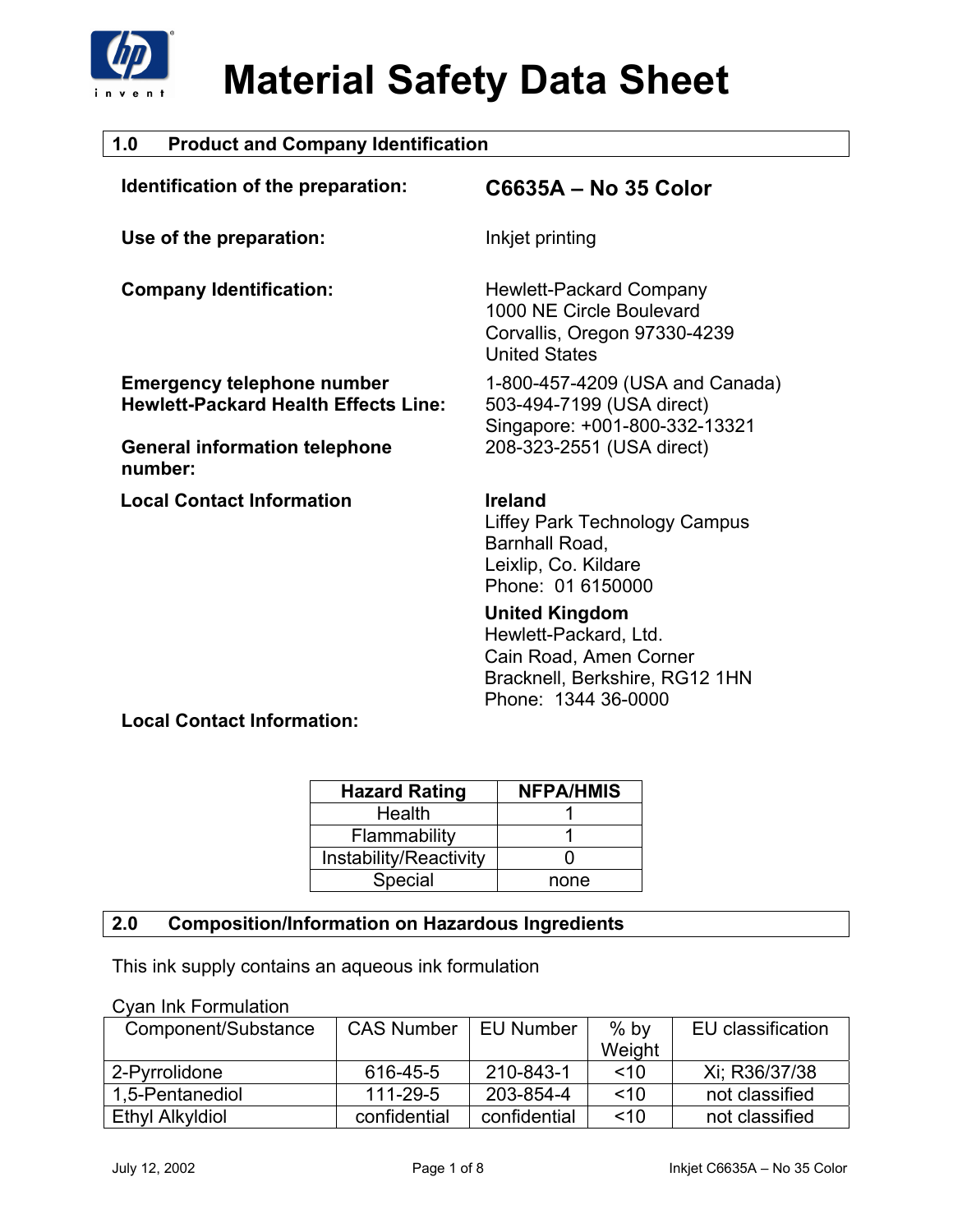# Material Safety Data Sheet

## 1.0 Product and Company Identification

**Identification of the preparation:** **C6635A – No 35 Color**

**Use of the preparation:** Inkjet printing

**Company Identification:**
Hewlett-Packard Company
1000 NE Circle Boulevard
Corvallis, Oregon 97330-4239
United States

**Emergency telephone number Hewlett-Packard Health Effects Line:**
1-800-457-4209 (USA and Canada)
503-494-7199 (USA direct)
Singapore: +001-800-332-13321

**General information telephone number:**
208-323-2551 (USA direct)

**Local Contact Information**

**Ireland**
Liffey Park Technology Campus
Barnhall Road,
Leixlip, Co. Kildare
Phone: 01 6150000

**United Kingdom**
Hewlett-Packard, Ltd.
Cain Road, Amen Corner
Bracknell, Berkshire, RG12 1HN
Phone: 1344 36-0000

**Local Contact Information:**

| Hazard Rating | NFPA/HMIS |
|---|---|
| Health | 1 |
| Flammability | 1 |
| Instability/Reactivity | 0 |
| Special | none |

## 2.0 Composition/Information on Hazardous Ingredients

This ink supply contains an aqueous ink formulation

Cyan Ink Formulation

| Component/Substance | CAS Number | EU Number | % by Weight | EU classification |
|---|---|---|---|---|
| 2-Pyrrolidone | 616-45-5 | 210-843-1 | <10 | Xi; R36/37/38 |
| 1,5-Pentanediol | 111-29-5 | 203-854-4 | <10 | not classified |
| Ethyl Alkyldiol | confidential | confidential | <10 | not classified |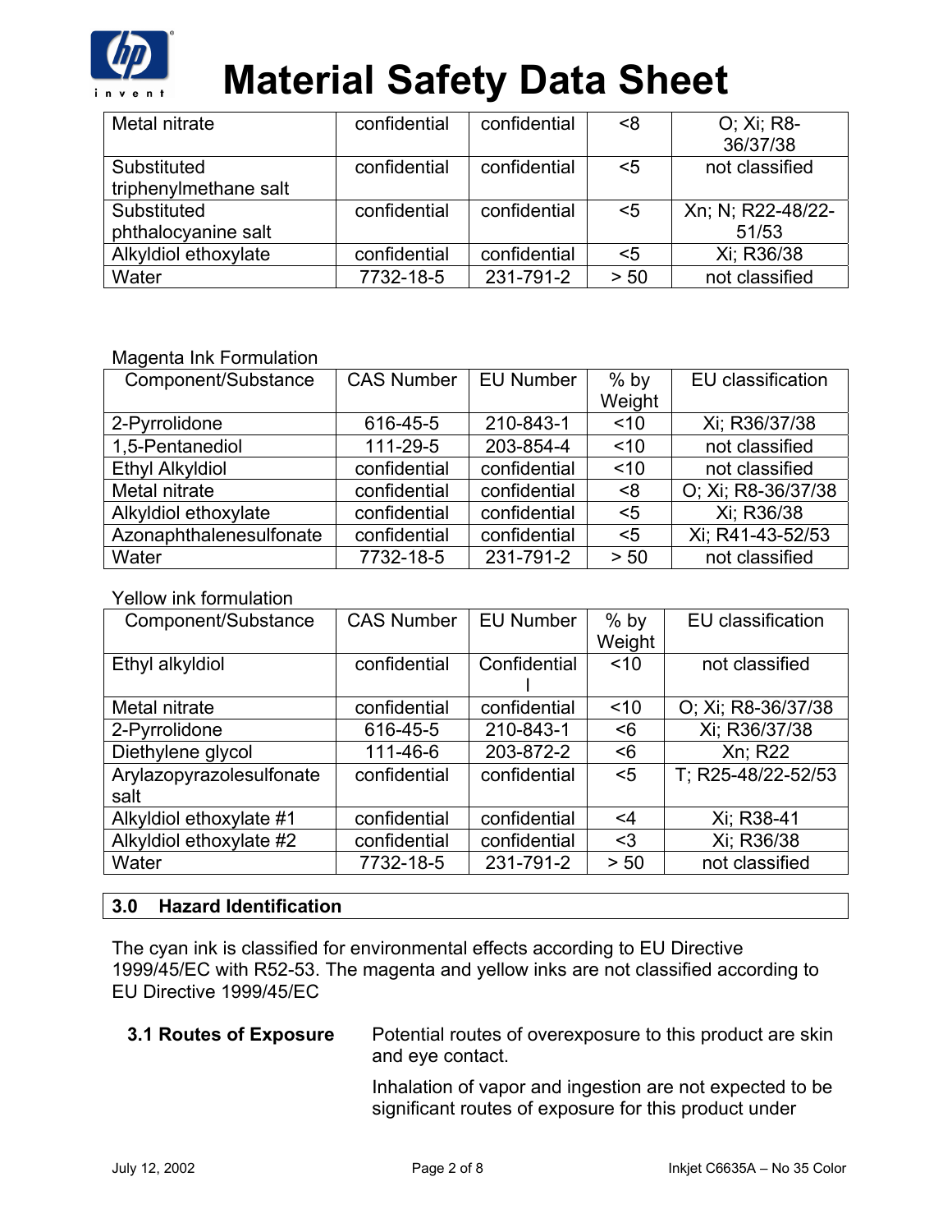| Metal nitrate | confidential | confidential | <8 | O; Xi; R8-36/37/38 |
|---|---|---|---|---|
| Substituted triphenylmethane salt | confidential | confidential | <5 | not classified |
| Substituted phthalocyanine salt | confidential | confidential | <5 | Xn; N; R22-48/22-51/53 |
| Alkyldiol ethoxylate | confidential | confidential | <5 | Xi; R36/38 |
| Water | 7732-18-5 | 231-791-2 | > 50 | not classified |

Magenta Ink Formulation

| Component/Substance | CAS Number | EU Number | % by Weight | EU classification |
|---|---|---|---|---|
| 2-Pyrrolidone | 616-45-5 | 210-843-1 | <10 | Xi; R36/37/38 |
| 1,5-Pentanediol | 111-29-5 | 203-854-4 | <10 | not classified |
| Ethyl Alkyldiol | confidential | confidential | <10 | not classified |
| Metal nitrate | confidential | confidential | <8 | O; Xi; R8-36/37/38 |
| Alkyldiol ethoxylate | confidential | confidential | <5 | Xi; R36/38 |
| Azonaphthalenesulfonate | confidential | confidential | <5 | Xi; R41-43-52/53 |
| Water | 7732-18-5 | 231-791-2 | > 50 | not classified |

Yellow ink formulation

| Component/Substance | CAS Number | EU Number | % by Weight | EU classification |
|---|---|---|---|---|
| Ethyl alkyldiol | confidential | Confidential l | <10 | not classified |
| Metal nitrate | confidential | confidential | <10 | O; Xi; R8-36/37/38 |
| 2-Pyrrolidone | 616-45-5 | 210-843-1 | <6 | Xi; R36/37/38 |
| Diethylene glycol | 111-46-6 | 203-872-2 | <6 | Xn; R22 |
| Arylazopyrazolesulfonate salt | confidential | confidential | <5 | T; R25-48/22-52/53 |
| Alkyldiol ethoxylate #1 | confidential | confidential | <4 | Xi; R38-41 |
| Alkyldiol ethoxylate #2 | confidential | confidential | <3 | Xi; R36/38 |
| Water | 7732-18-5 | 231-791-2 | > 50 | not classified |

## 3.0 Hazard Identification

The cyan ink is classified for environmental effects according to EU Directive 1999/45/EC with R52-53. The magenta and yellow inks are not classified according to EU Directive 1999/45/EC

**3.1 Routes of Exposure**

Potential routes of overexposure to this product are skin and eye contact.

Inhalation of vapor and ingestion are not expected to be significant routes of exposure for this product under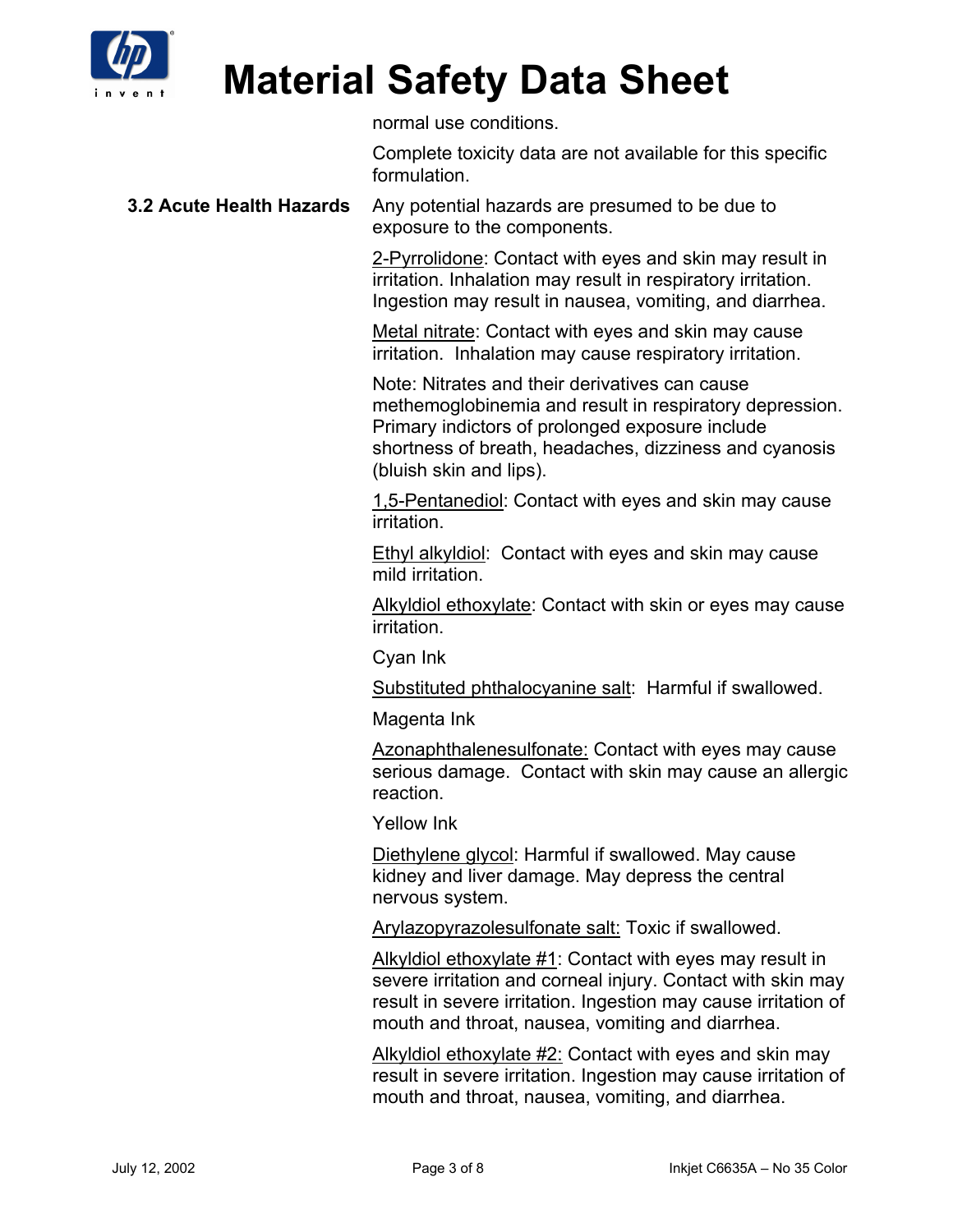normal use conditions.

Complete toxicity data are not available for this specific formulation.

**3.2 Acute Health Hazards**

Any potential hazards are presumed to be due to exposure to the components.

2-Pyrrolidone: Contact with eyes and skin may result in irritation. Inhalation may result in respiratory irritation. Ingestion may result in nausea, vomiting, and diarrhea.

Metal nitrate: Contact with eyes and skin may cause irritation. Inhalation may cause respiratory irritation.

Note: Nitrates and their derivatives can cause methemoglobinemia and result in respiratory depression. Primary indictors of prolonged exposure include shortness of breath, headaches, dizziness and cyanosis (bluish skin and lips).

1,5-Pentanediol: Contact with eyes and skin may cause irritation.

Ethyl alkyldiol: Contact with eyes and skin may cause mild irritation.

Alkyldiol ethoxylate: Contact with skin or eyes may cause irritation.

Cyan Ink

Substituted phthalocyanine salt: Harmful if swallowed.

Magenta Ink

Azonaphthalenesulfonate: Contact with eyes may cause serious damage. Contact with skin may cause an allergic reaction.

Yellow Ink

Diethylene glycol: Harmful if swallowed. May cause kidney and liver damage. May depress the central nervous system.

Arylazopyrazolesulfonate salt: Toxic if swallowed.

Alkyldiol ethoxylate #1: Contact with eyes may result in severe irritation and corneal injury. Contact with skin may result in severe irritation. Ingestion may cause irritation of mouth and throat, nausea, vomiting and diarrhea.

Alkyldiol ethoxylate #2: Contact with eyes and skin may result in severe irritation. Ingestion may cause irritation of mouth and throat, nausea, vomiting, and diarrhea.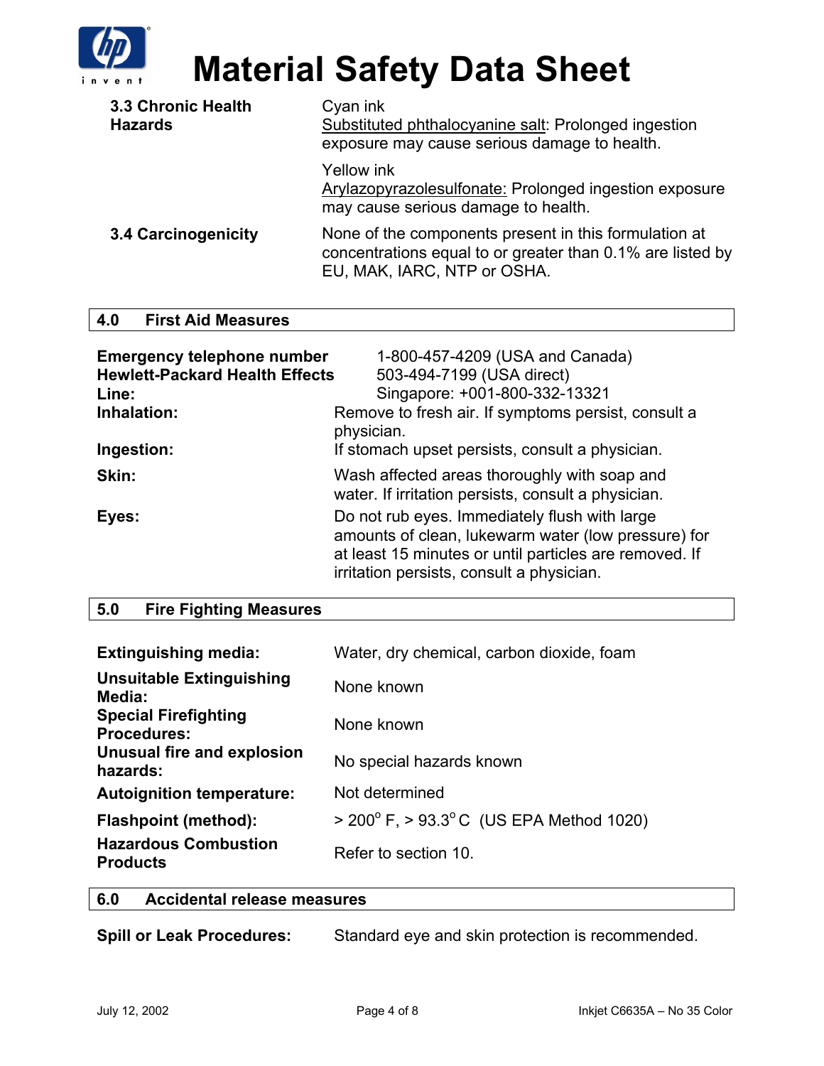**3.3 Chronic Health Hazards**

Cyan ink
Substituted phthalocyanine salt: Prolonged ingestion exposure may cause serious damage to health.

Yellow ink
Arylazopyrazolesulfonate: Prolonged ingestion exposure may cause serious damage to health.

**3.4 Carcinogenicity**

None of the components present in this formulation at concentrations equal to or greater than 0.1% are listed by EU, MAK, IARC, NTP or OSHA.

## 4.0 First Aid Measures

| | |
|---|---|
| **Emergency telephone number Hewlett-Packard Health Effects Line:** | 1-800-457-4209 (USA and Canada)<br>503-494-7199 (USA direct)<br>Singapore: +001-800-332-13321 |
| **Inhalation:** | Remove to fresh air. If symptoms persist, consult a physician. |
| **Ingestion:** | If stomach upset persists, consult a physician. |
| **Skin:** | Wash affected areas thoroughly with soap and water. If irritation persists, consult a physician. |
| **Eyes:** | Do not rub eyes. Immediately flush with large amounts of clean, lukewarm water (low pressure) for at least 15 minutes or until particles are removed. If irritation persists, consult a physician. |

## 5.0 Fire Fighting Measures

| | |
|---|---|
| **Extinguishing media:** | Water, dry chemical, carbon dioxide, foam |
| **Unsuitable Extinguishing Media:** | None known |
| **Special Firefighting Procedures:** | None known |
| **Unusual fire and explosion hazards:** | No special hazards known |
| **Autoignition temperature:** | Not determined |
| **Flashpoint (method):** | > 200$^{o}$ F, > 93.3$^{o}$ C (US EPA Method 1020) |
| **Hazardous Combustion Products** | Refer to section 10. |

## 6.0 Accidental release measures

**Spill or Leak Procedures:** Standard eye and skin protection is recommended.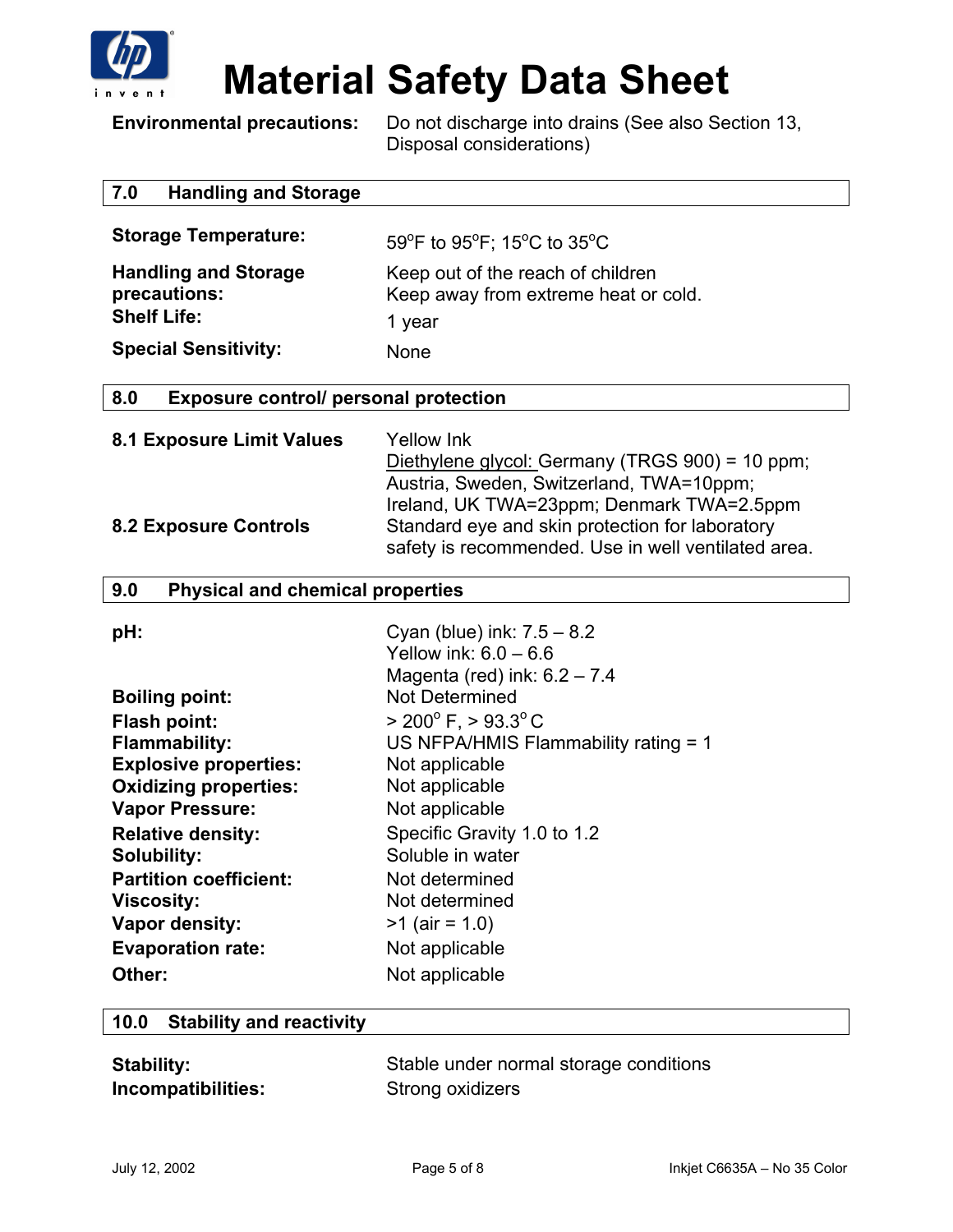**Environmental precautions:** Do not discharge into drains (See also Section 13, Disposal considerations)

## 7.0 Handling and Storage

| | |
|---|---|
| **Storage Temperature:** | 59°F to 95°F; 15°C to 35°C |
| **Handling and Storage precautions:** | Keep out of the reach of children<br>Keep away from extreme heat or cold. |
| **Shelf Life:** | 1 year |
| **Special Sensitivity:** | None |

## 8.0 Exposure control/ personal protection

| | |
|---|---|
| **8.1 Exposure Limit Values** | Yellow Ink<br>Diethylene glycol: Germany (TRGS 900) = 10 ppm; Austria, Sweden, Switzerland, TWA=10ppm; Ireland, UK TWA=23ppm; Denmark TWA=2.5ppm |
| **8.2 Exposure Controls** | Standard eye and skin protection for laboratory safety is recommended. Use in well ventilated area. |

## 9.0 Physical and chemical properties

| | |
|---|---|
| **pH:** | Cyan (blue) ink: 7.5 – 8.2<br>Yellow ink: 6.0 – 6.6<br>Magenta (red) ink: 6.2 – 7.4 |
| **Boiling point:** | Not Determined |
| **Flash point:** | > 200° F, > 93.3° C |
| **Flammability:** | US NFPA/HMIS Flammability rating = 1 |
| **Explosive properties:** | Not applicable |
| **Oxidizing properties:** | Not applicable |
| **Vapor Pressure:** | Not applicable |
| **Relative density:** | Specific Gravity 1.0 to 1.2 |
| **Solubility:** | Soluble in water |
| **Partition coefficient:** | Not determined |
| **Viscosity:** | Not determined |
| **Vapor density:** | >1 (air = 1.0) |
| **Evaporation rate:** | Not applicable |
| **Other:** | Not applicable |

## 10.0 Stability and reactivity

| | |
|---|---|
| **Stability:** | Stable under normal storage conditions |
| **Incompatibilities:** | Strong oxidizers |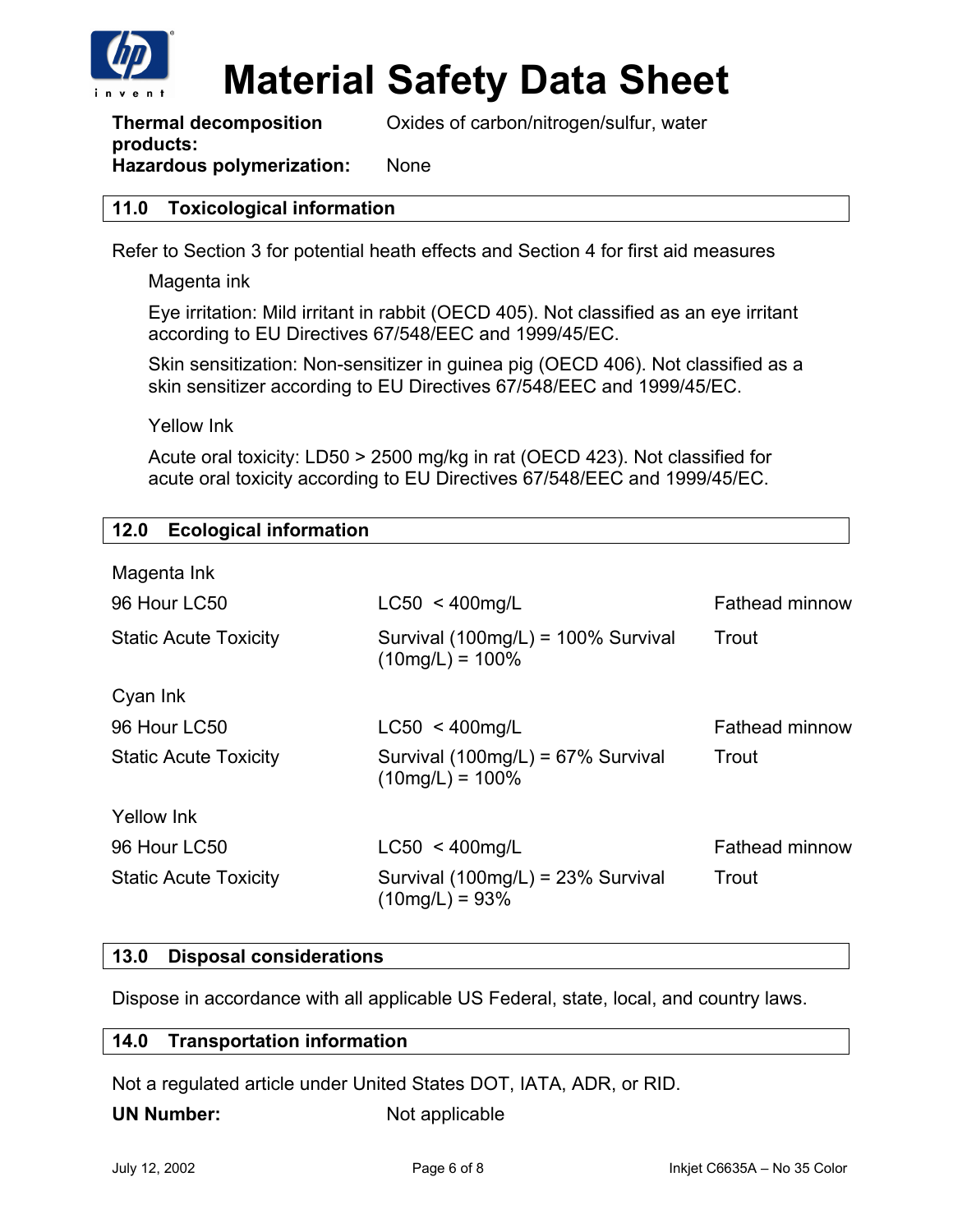| | |
|---|---|
| **Thermal decomposition products:** | Oxides of carbon/nitrogen/sulfur, water |
| **Hazardous polymerization:** | None |

## 11.0 Toxicological information

Refer to Section 3 for potential heath effects and Section 4 for first aid measures

Magenta ink

Eye irritation: Mild irritant in rabbit (OECD 405). Not classified as an eye irritant according to EU Directives 67/548/EEC and 1999/45/EC.

Skin sensitization: Non-sensitizer in guinea pig (OECD 406). Not classified as a skin sensitizer according to EU Directives 67/548/EEC and 1999/45/EC.

Yellow Ink

Acute oral toxicity: LD50 > 2500 mg/kg in rat (OECD 423). Not classified for acute oral toxicity according to EU Directives 67/548/EEC and 1999/45/EC.

## 12.0 Ecological information

| | | |
|---|---|---|
| **Magenta Ink** | | |
| 96 Hour LC50 | LC50 < 400mg/L | Fathead minnow |
| Static Acute Toxicity | Survival (100mg/L) = 100% Survival (10mg/L) = 100% | Trout |
| **Cyan Ink** | | |
| 96 Hour LC50 | LC50 < 400mg/L | Fathead minnow |
| Static Acute Toxicity | Survival (100mg/L) = 67% Survival (10mg/L) = 100% | Trout |
| **Yellow Ink** | | |
| 96 Hour LC50 | LC50 < 400mg/L | Fathead minnow |
| Static Acute Toxicity | Survival (100mg/L) = 23% Survival (10mg/L) = 93% | Trout |

## 13.0 Disposal considerations

Dispose in accordance with all applicable US Federal, state, local, and country laws.

## 14.0 Transportation information

Not a regulated article under United States DOT, IATA, ADR, or RID.

**UN Number:** Not applicable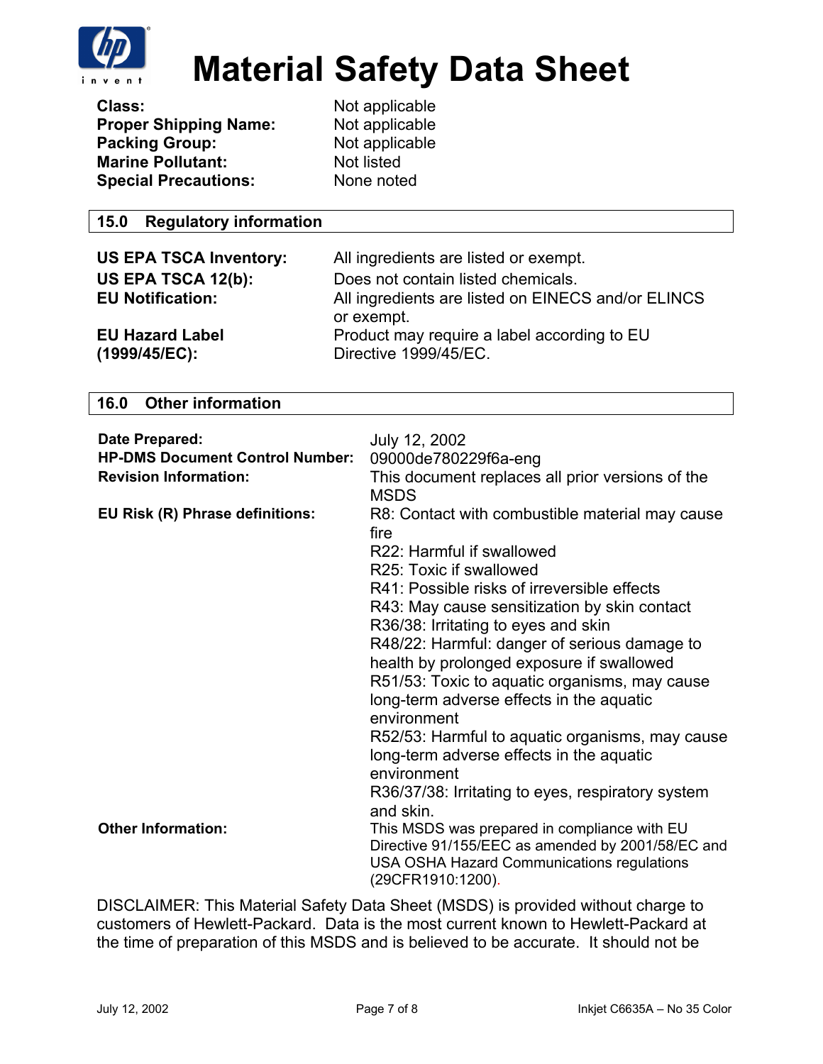# Material Safety Data Sheet

| | |
|---|---|
| **Class:** | Not applicable |
| **Proper Shipping Name:** | Not applicable |
| **Packing Group:** | Not applicable |
| **Marine Pollutant:** | Not listed |
| **Special Precautions:** | None noted |

## 15.0 Regulatory information

| | |
|---|---|
| **US EPA TSCA Inventory:** | All ingredients are listed or exempt. |
| **US EPA TSCA 12(b):** | Does not contain listed chemicals. |
| **EU Notification:** | All ingredients are listed on EINECS and/or ELINCS or exempt. |
| **EU Hazard Label (1999/45/EC):** | Product may require a label according to EU Directive 1999/45/EC. |

## 16.0 Other information

| | |
|---|---|
| **Date Prepared:** | July 12, 2002 |
| **HP-DMS Document Control Number:** | 09000de780229f6a-eng |
| **Revision Information:** | This document replaces all prior versions of the MSDS |
| **EU Risk (R) Phrase definitions:** | R8: Contact with combustible material may cause fire<br>R22: Harmful if swallowed<br>R25: Toxic if swallowed<br>R41: Possible risks of irreversible effects<br>R43: May cause sensitization by skin contact<br>R36/38: Irritating to eyes and skin<br>R48/22: Harmful: danger of serious damage to health by prolonged exposure if swallowed<br>R51/53: Toxic to aquatic organisms, may cause long-term adverse effects in the aquatic environment<br>R52/53: Harmful to aquatic organisms, may cause long-term adverse effects in the aquatic environment<br>R36/37/38: Irritating to eyes, respiratory system and skin. |
| **Other Information:** | This MSDS was prepared in compliance with EU Directive 91/155/EEC as amended by 2001/58/EC and USA OSHA Hazard Communications regulations (29CFR1910:1200). |

DISCLAIMER: This Material Safety Data Sheet (MSDS) is provided without charge to customers of Hewlett-Packard. Data is the most current known to Hewlett-Packard at the time of preparation of this MSDS and is believed to be accurate. It should not be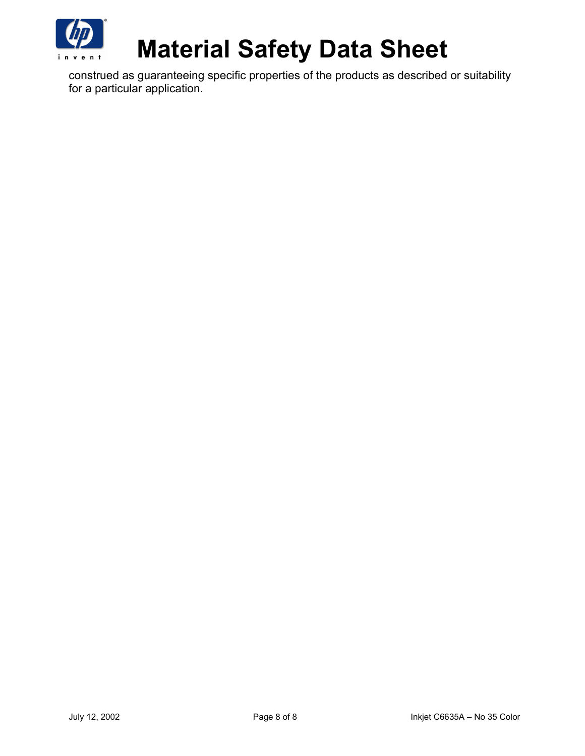construed as guaranteeing specific properties of the products as described or suitability for a particular application.